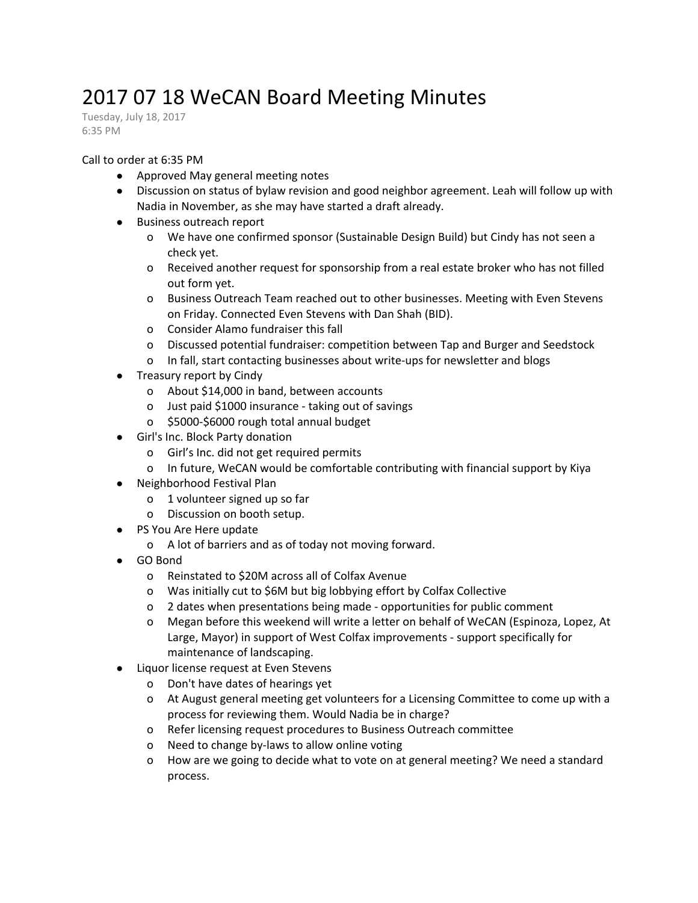# 2017 07 18 WeCAN Board Meeting Minutes

Tuesday, July 18, 2017
6:35 PM

Call to order at 6:35 PM

- Approved May general meeting notes
- Discussion on status of bylaw revision and good neighbor agreement. Leah will follow up with Nadia in November, as she may have started a draft already.
- Business outreach report
  - We have one confirmed sponsor (Sustainable Design Build) but Cindy has not seen a check yet.
  - Received another request for sponsorship from a real estate broker who has not filled out form yet.
  - Business Outreach Team reached out to other businesses. Meeting with Even Stevens on Friday. Connected Even Stevens with Dan Shah (BID).
  - Consider Alamo fundraiser this fall
  - Discussed potential fundraiser: competition between Tap and Burger and Seedstock
  - In fall, start contacting businesses about write-ups for newsletter and blogs
- Treasury report by Cindy
  - About $14,000 in band, between accounts
  - Just paid $1000 insurance - taking out of savings
  - $5000-$6000 rough total annual budget
- Girl's Inc. Block Party donation
  - Girl's Inc. did not get required permits
  - In future, WeCAN would be comfortable contributing with financial support by Kiya
- Neighborhood Festival Plan
  - 1 volunteer signed up so far
  - Discussion on booth setup.
- PS You Are Here update
  - A lot of barriers and as of today not moving forward.
- GO Bond
  - Reinstated to $20M across all of Colfax Avenue
  - Was initially cut to $6M but big lobbying effort by Colfax Collective
  - 2 dates when presentations being made - opportunities for public comment
  - Megan before this weekend will write a letter on behalf of WeCAN (Espinoza, Lopez, At Large, Mayor) in support of West Colfax improvements - support specifically for maintenance of landscaping.
- Liquor license request at Even Stevens
  - Don't have dates of hearings yet
  - At August general meeting get volunteers for a Licensing Committee to come up with a process for reviewing them. Would Nadia be in charge?
  - Refer licensing request procedures to Business Outreach committee
  - Need to change by-laws to allow online voting
  - How are we going to decide what to vote on at general meeting? We need a standard process.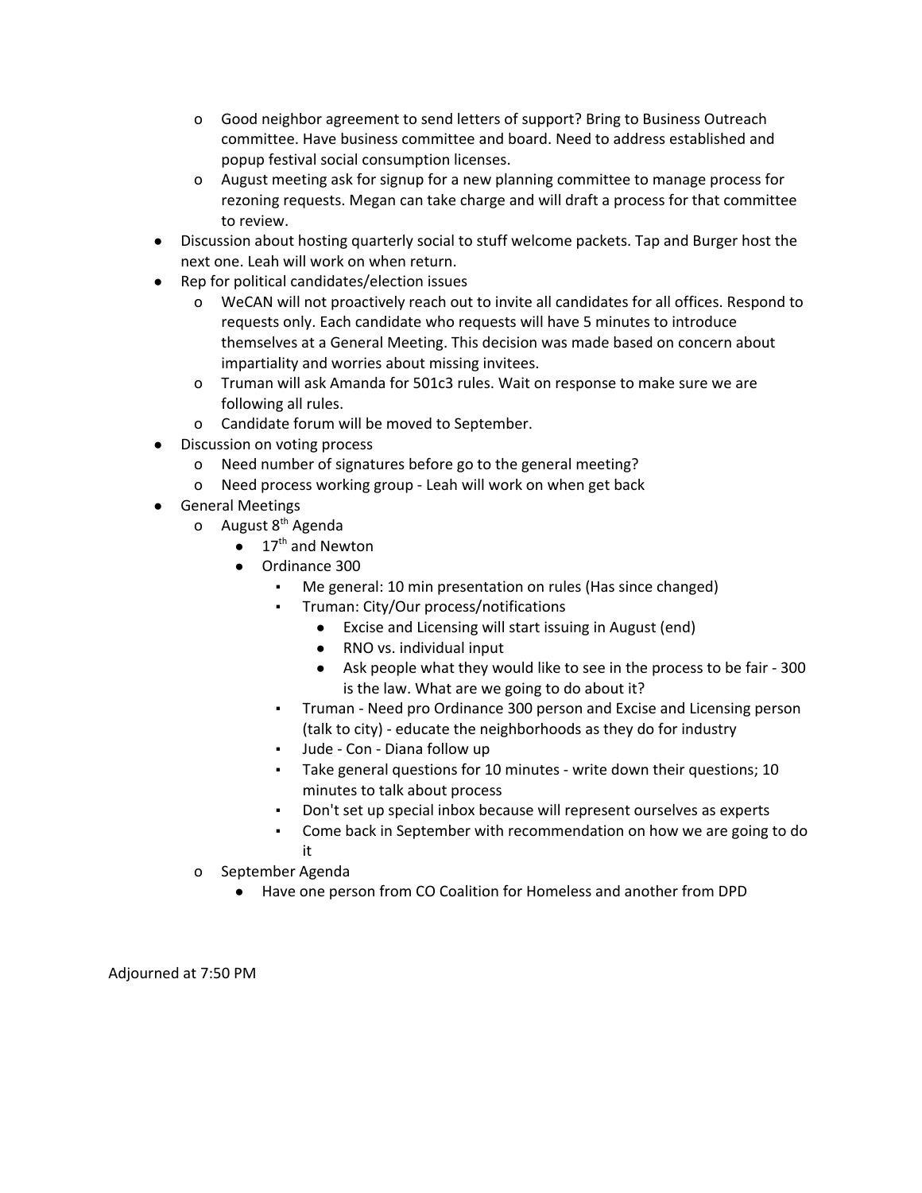- Good neighbor agreement to send letters of support? Bring to Business Outreach committee. Have business committee and board. Need to address established and popup festival social consumption licenses.
  - August meeting ask for signup for a new planning committee to manage process for rezoning requests. Megan can take charge and will draft a process for that committee to review.
- Discussion about hosting quarterly social to stuff welcome packets. Tap and Burger host the next one. Leah will work on when return.
- Rep for political candidates/election issues
  - WeCAN will not proactively reach out to invite all candidates for all offices. Respond to requests only. Each candidate who requests will have 5 minutes to introduce themselves at a General Meeting. This decision was made based on concern about impartiality and worries about missing invitees.
  - Truman will ask Amanda for 501c3 rules. Wait on response to make sure we are following all rules.
  - Candidate forum will be moved to September.
- Discussion on voting process
  - Need number of signatures before go to the general meeting?
  - Need process working group - Leah will work on when get back
- General Meetings
  - August 8th Agenda
    - 17th and Newton
    - Ordinance 300
      - Me general: 10 min presentation on rules (Has since changed)
      - Truman: City/Our process/notifications
        - Excise and Licensing will start issuing in August (end)
        - RNO vs. individual input
        - Ask people what they would like to see in the process to be fair - 300 is the law. What are we going to do about it?
      - Truman - Need pro Ordinance 300 person and Excise and Licensing person (talk to city) - educate the neighborhoods as they do for industry
      - Jude - Con - Diana follow up
      - Take general questions for 10 minutes - write down their questions; 10 minutes to talk about process
      - Don't set up special inbox because will represent ourselves as experts
      - Come back in September with recommendation on how we are going to do it
  - September Agenda
    - Have one person from CO Coalition for Homeless and another from DPD

Adjourned at 7:50 PM